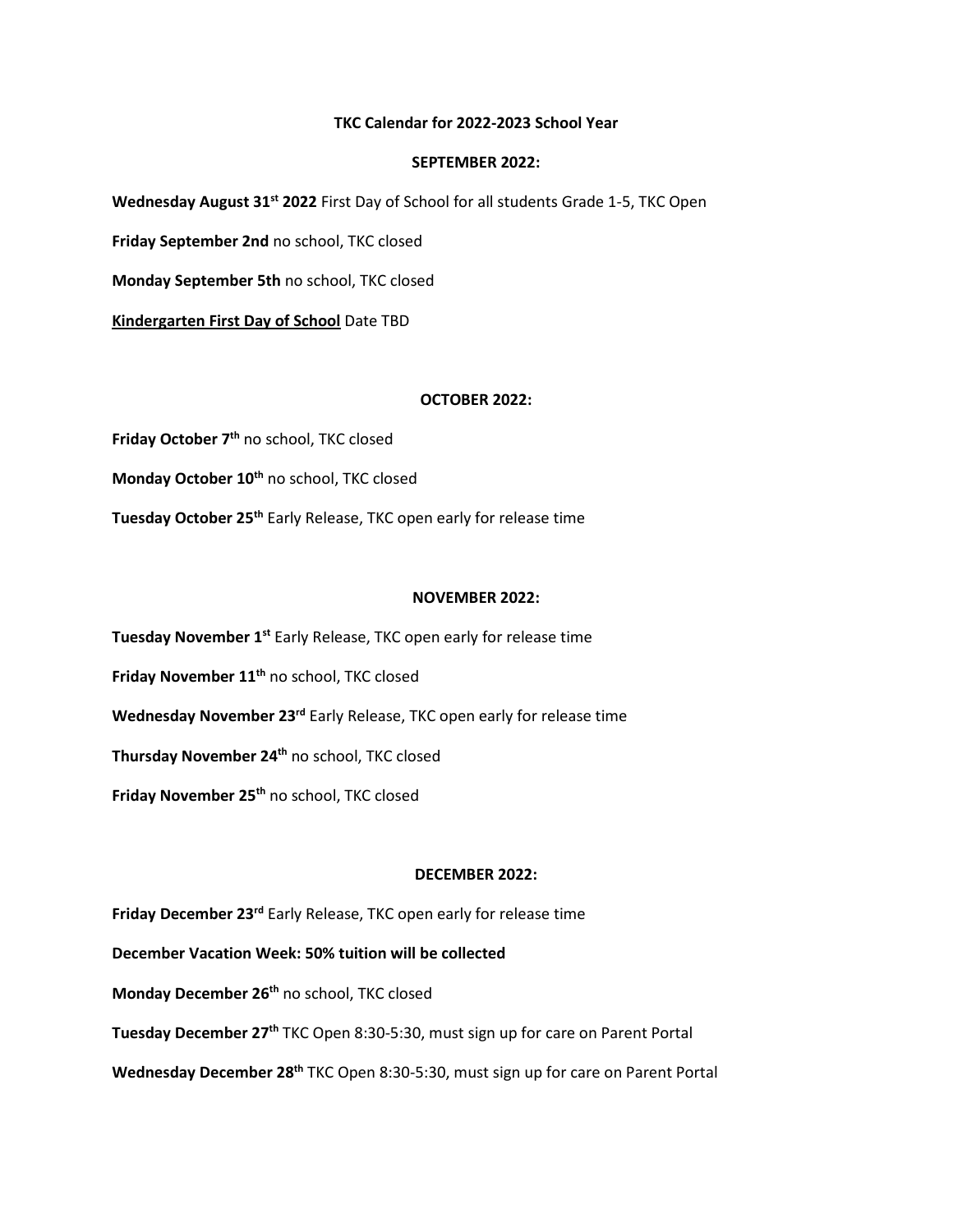# TKC Calendar for 2022-2023 School Year

## SEPTEMBER 2022:

**Wednesday August 31st 2022** First Day of School for all students Grade 1-5, TKC Open

**Friday September 2nd** no school, TKC closed

**Monday September 5th** no school, TKC closed

**<u>Kindergarten First Day of School</u>** Date TBD

## OCTOBER 2022:

**Friday October 7th** no school, TKC closed

**Monday October 10th** no school, TKC closed

**Tuesday October 25th** Early Release, TKC open early for release time

## NOVEMBER 2022:

**Tuesday November 1st** Early Release, TKC open early for release time

**Friday November 11th** no school, TKC closed

**Wednesday November 23rd** Early Release, TKC open early for release time

**Thursday November 24th** no school, TKC closed

**Friday November 25th** no school, TKC closed

## DECEMBER 2022:

**Friday December 23rd** Early Release, TKC open early for release time

**December Vacation Week: 50% tuition will be collected**

**Monday December 26th** no school, TKC closed

**Tuesday December 27th** TKC Open 8:30-5:30, must sign up for care on Parent Portal

**Wednesday December 28th** TKC Open 8:30-5:30, must sign up for care on Parent Portal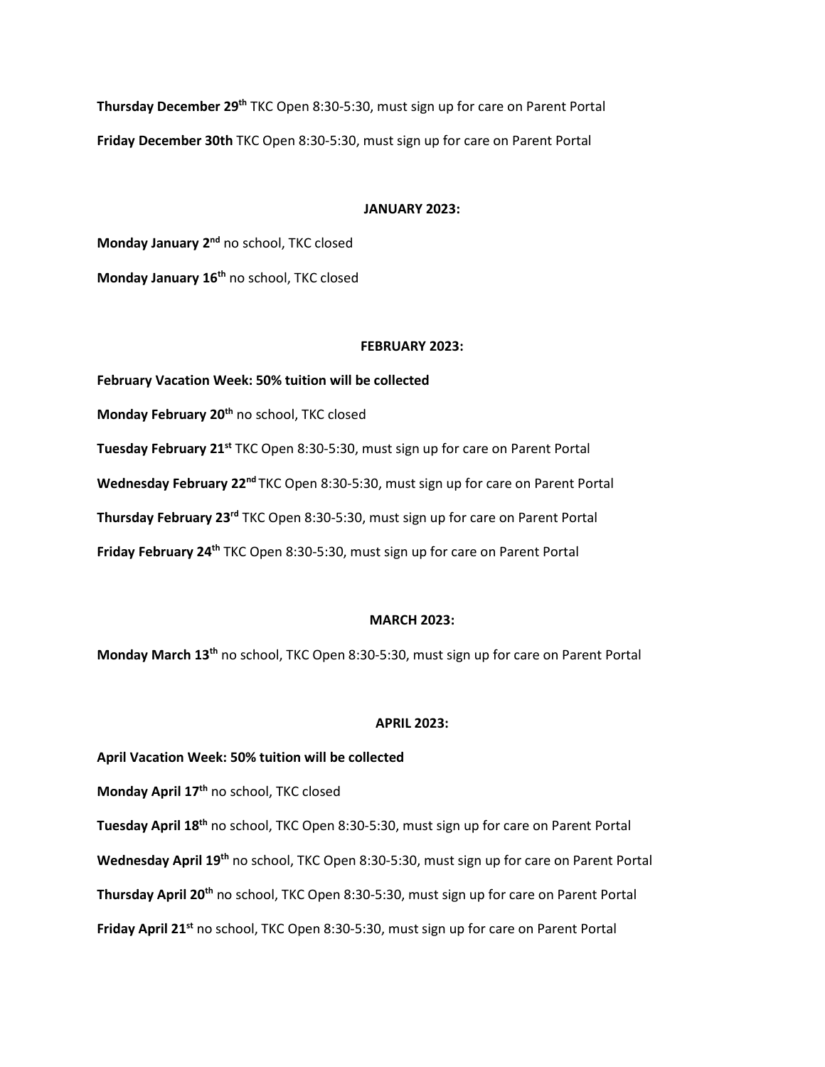**Thursday December 29th** TKC Open 8:30-5:30, must sign up for care on Parent Portal

**Friday December 30th** TKC Open 8:30-5:30, must sign up for care on Parent Portal

## JANUARY 2023:

**Monday January 2nd** no school, TKC closed

**Monday January 16th** no school, TKC closed

## FEBRUARY 2023:

**February Vacation Week: 50% tuition will be collected**

**Monday February 20th** no school, TKC closed

**Tuesday February 21st** TKC Open 8:30-5:30, must sign up for care on Parent Portal

**Wednesday February 22nd** TKC Open 8:30-5:30, must sign up for care on Parent Portal

**Thursday February 23rd** TKC Open 8:30-5:30, must sign up for care on Parent Portal

**Friday February 24th** TKC Open 8:30-5:30, must sign up for care on Parent Portal

## MARCH 2023:

**Monday March 13th** no school, TKC Open 8:30-5:30, must sign up for care on Parent Portal

## APRIL 2023:

**April Vacation Week: 50% tuition will be collected**

**Monday April 17th** no school, TKC closed

**Tuesday April 18th** no school, TKC Open 8:30-5:30, must sign up for care on Parent Portal

**Wednesday April 19th** no school, TKC Open 8:30-5:30, must sign up for care on Parent Portal

**Thursday April 20th** no school, TKC Open 8:30-5:30, must sign up for care on Parent Portal

**Friday April 21st** no school, TKC Open 8:30-5:30, must sign up for care on Parent Portal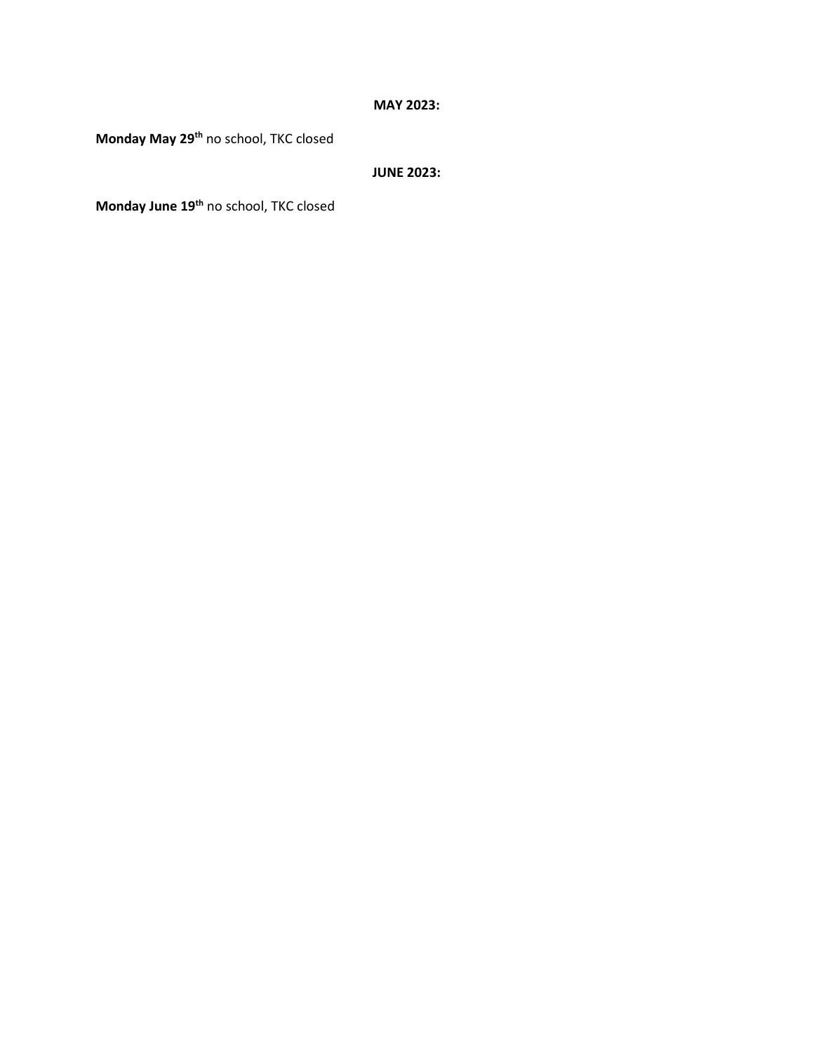**MAY 2023:**

**Monday May 29th** no school, TKC closed

**JUNE 2023:**

**Monday June 19th** no school, TKC closed